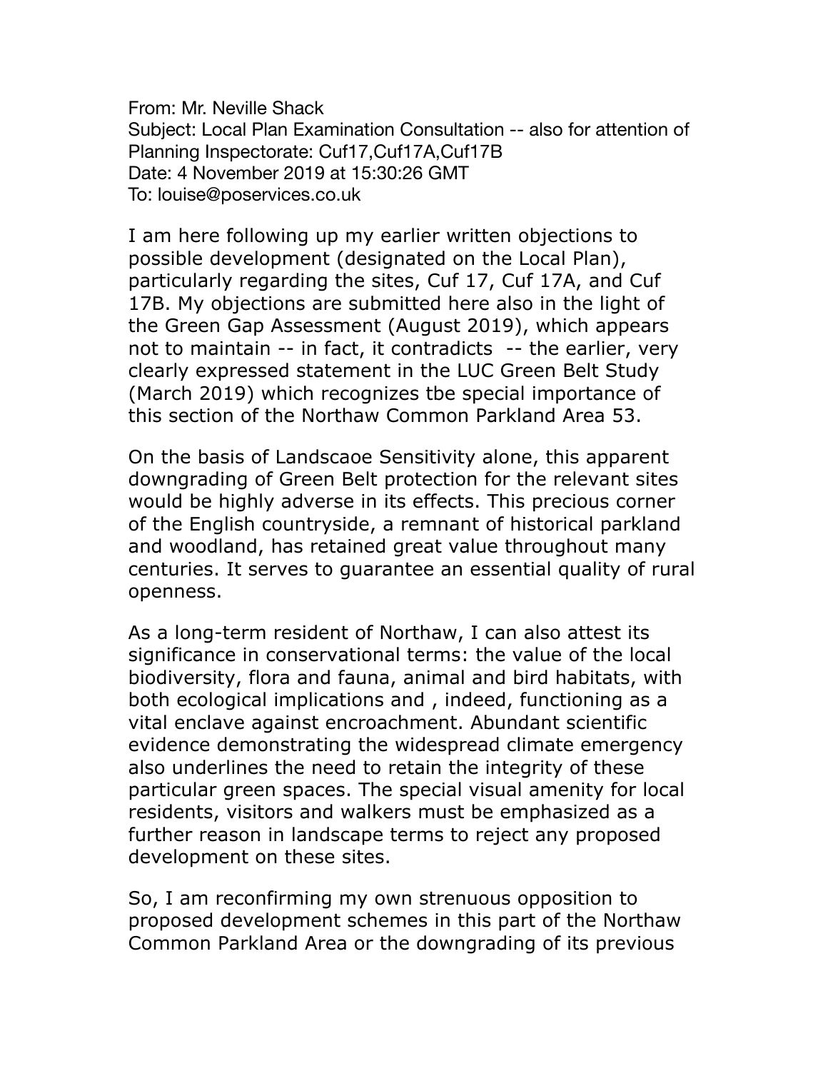From: Mr. Neville Shack
Subject: Local Plan Examination Consultation -- also for attention of Planning Inspectorate: Cuf17,Cuf17A,Cuf17B
Date: 4 November 2019 at 15:30:26 GMT
To: louise@poservices.co.uk

I am here following up my earlier written objections to possible development (designated on the Local Plan), particularly regarding the sites, Cuf 17, Cuf 17A, and Cuf 17B. My objections are submitted here also in the light of the Green Gap Assessment (August 2019), which appears not to maintain -- in fact, it contradicts -- the earlier, very clearly expressed statement in the LUC Green Belt Study (March 2019) which recognizes tbe special importance of this section of the Northaw Common Parkland Area 53.

On the basis of Landscaoe Sensitivity alone, this apparent downgrading of Green Belt protection for the relevant sites would be highly adverse in its effects. This precious corner of the English countryside, a remnant of historical parkland and woodland, has retained great value throughout many centuries. It serves to guarantee an essential quality of rural openness.

As a long-term resident of Northaw, I can also attest its significance in conservational terms: the value of the local biodiversity, flora and fauna, animal and bird habitats, with both ecological implications and , indeed, functioning as a vital enclave against encroachment. Abundant scientific evidence demonstrating the widespread climate emergency also underlines the need to retain the integrity of these particular green spaces. The special visual amenity for local residents, visitors and walkers must be emphasized as a further reason in landscape terms to reject any proposed development on these sites.

So, I am reconfirming my own strenuous opposition to proposed development schemes in this part of the Northaw Common Parkland Area or the downgrading of its previous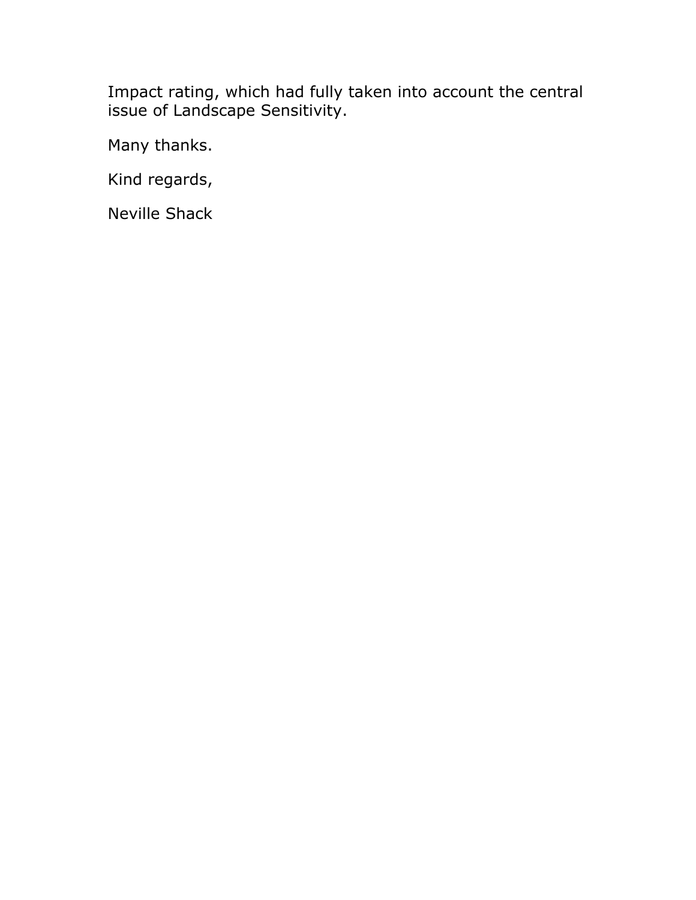Impact rating, which had fully taken into account the central issue of Landscape Sensitivity.

Many thanks.

Kind regards,

Neville Shack